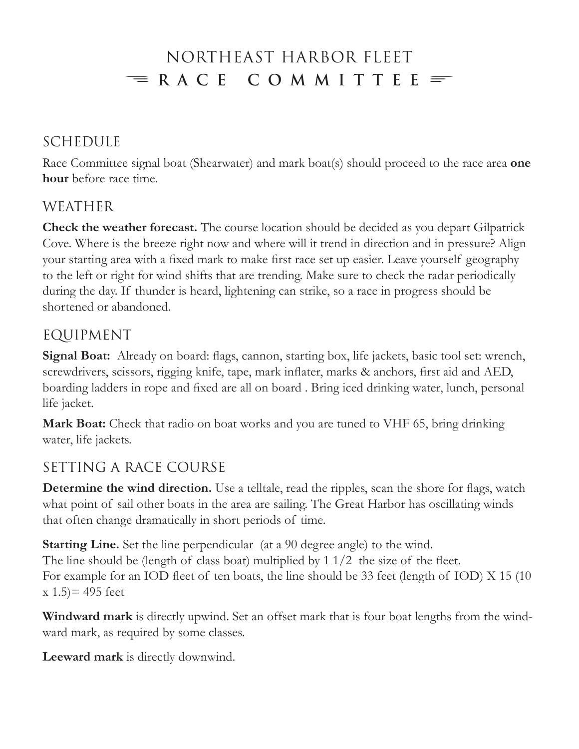# NORTHEAST HARBOR FLEET
# RACE COMMITTEE

## SCHEDULE

Race Committee signal boat (Shearwater) and mark boat(s) should proceed to the race area **one hour** before race time.

## WEATHER

**Check the weather forecast.** The course location should be decided as you depart Gilpatrick Cove. Where is the breeze right now and where will it trend in direction and in pressure? Align your starting area with a fixed mark to make first race set up easier. Leave yourself geography to the left or right for wind shifts that are trending. Make sure to check the radar periodically during the day. If thunder is heard, lightening can strike, so a race in progress should be shortened or abandoned.

## EQUIPMENT

**Signal Boat:** Already on board: flags, cannon, starting box, life jackets, basic tool set: wrench, screwdrivers, scissors, rigging knife, tape, mark inflater, marks & anchors, first aid and AED, boarding ladders in rope and fixed are all on board . Bring iced drinking water, lunch, personal life jacket.

**Mark Boat:** Check that radio on boat works and you are tuned to VHF 65, bring drinking water, life jackets.

## SETTING A RACE COURSE

**Determine the wind direction.** Use a telltale, read the ripples, scan the shore for flags, watch what point of sail other boats in the area are sailing. The Great Harbor has oscillating winds that often change dramatically in short periods of time.

**Starting Line.** Set the line perpendicular (at a 90 degree angle) to the wind.
The line should be (length of class boat) multiplied by 1 1/2 the size of the fleet.
For example for an IOD fleet of ten boats, the line should be 33 feet (length of IOD) X 15 (10 x 1.5)= 495 feet

**Windward mark** is directly upwind. Set an offset mark that is four boat lengths from the windward mark, as required by some classes.

**Leeward mark** is directly downwind.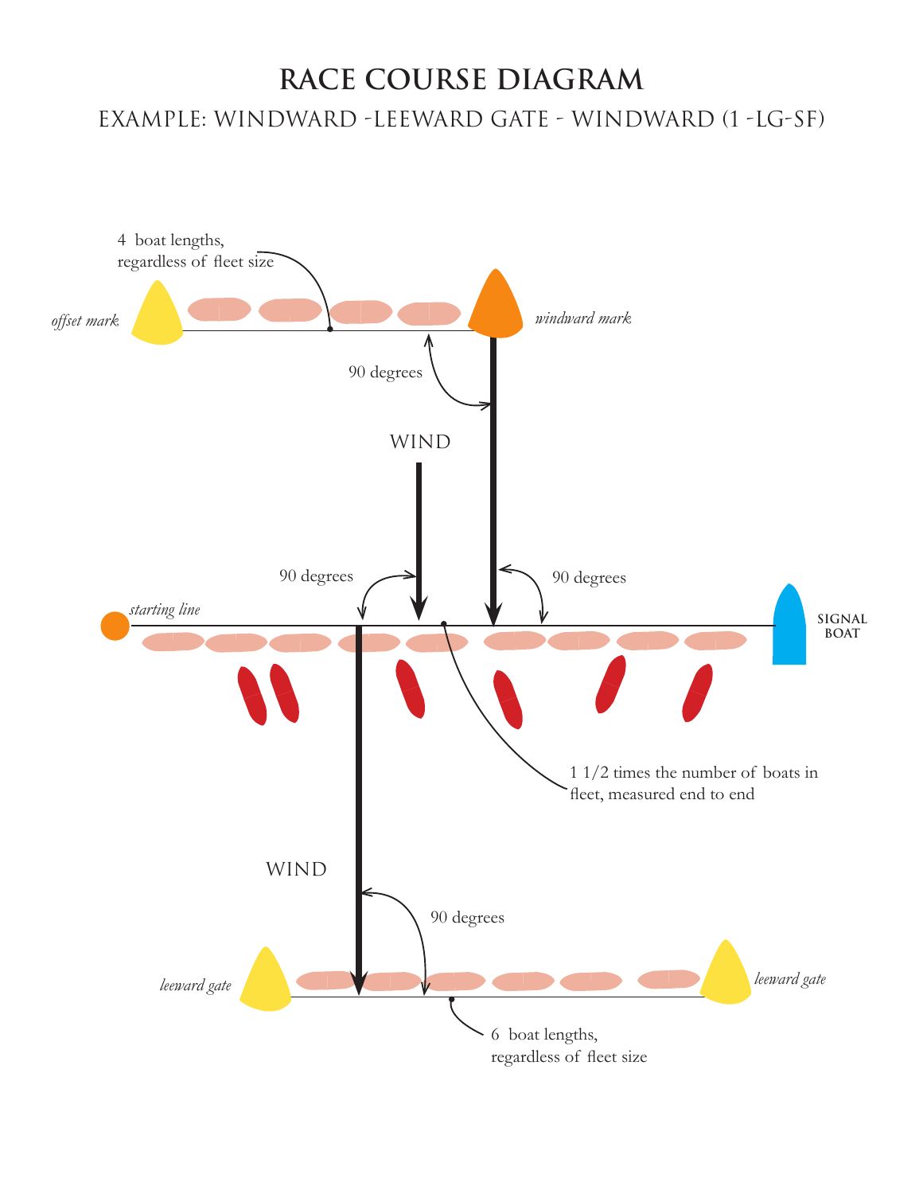# RACE COURSE DIAGRAM

## EXAMPLE: WINDWARD -LEEWARD GATE - WINDWARD (1 -LG-SF)

4 boat lengths, regardless of fleet size

*offset mark*

*windward mark*

90 degrees

WIND

90 degrees

90 degrees

*starting line*

SIGNAL BOAT

1 1/2 times the number of boats in fleet, measured end to end

WIND

90 degrees

*leeward gate*

*leeward gate*

6 boat lengths, regardless of fleet size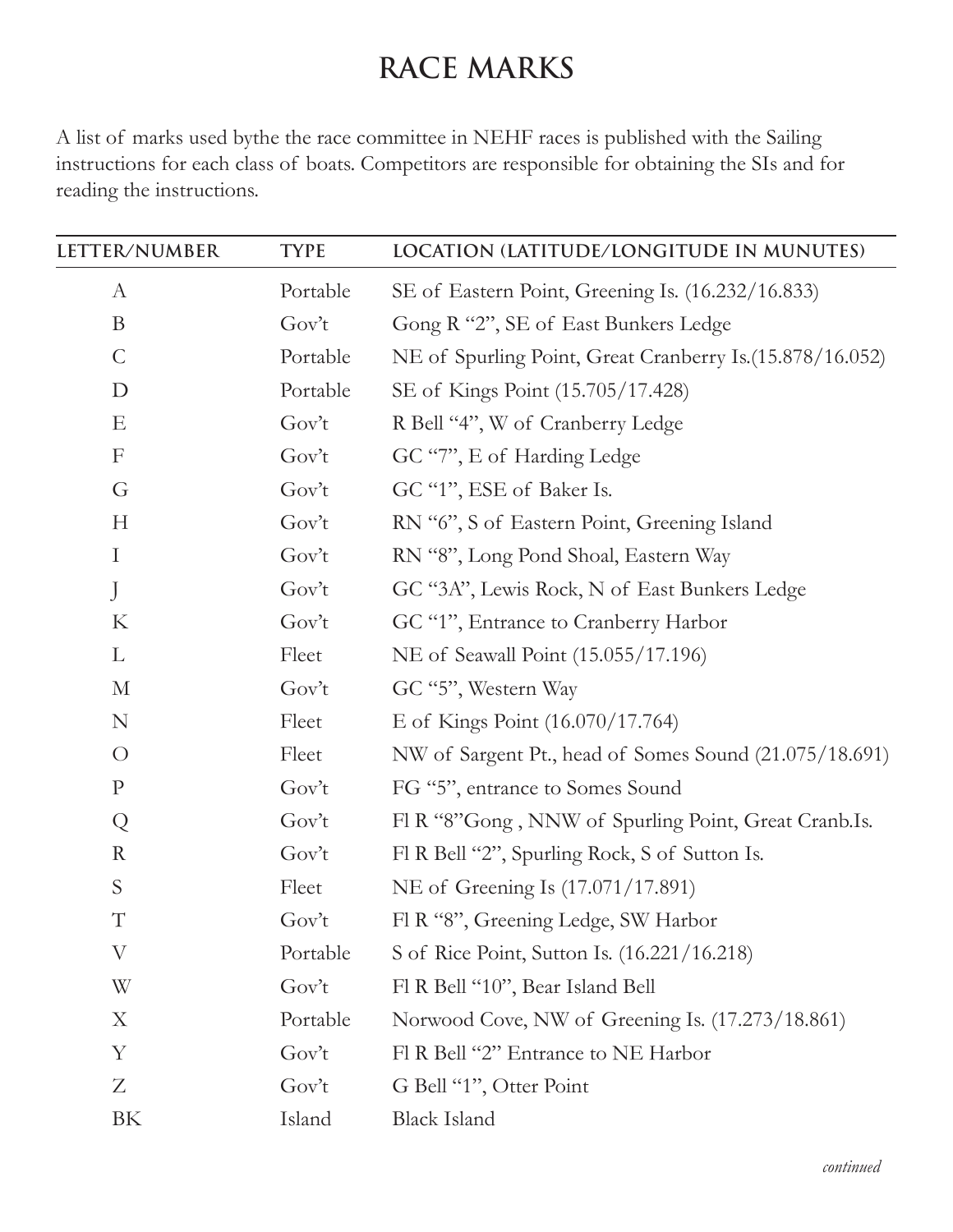# RACE MARKS

A list of marks used bythe the race committee in NEHF races is published with the Sailing instructions for each class of boats. Competitors are responsible for obtaining the SIs and for reading the instructions.

| LETTER/NUMBER | TYPE | LOCATION (LATITUDE/LONGITUDE IN MUNUTES) |
|---|---|---|
| A | Portable | SE of Eastern Point, Greening Is. (16.232/16.833) |
| B | Gov't | Gong R "2", SE of East Bunkers Ledge |
| C | Portable | NE of Spurling Point, Great Cranberry Is.(15.878/16.052) |
| D | Portable | SE of Kings Point (15.705/17.428) |
| E | Gov't | R Bell "4", W of Cranberry Ledge |
| F | Gov't | GC "7", E of Harding Ledge |
| G | Gov't | GC "1", ESE of Baker Is. |
| H | Gov't | RN "6", S of Eastern Point, Greening Island |
| I | Gov't | RN "8", Long Pond Shoal, Eastern Way |
| J | Gov't | GC "3A", Lewis Rock, N of East Bunkers Ledge |
| K | Gov't | GC "1", Entrance to Cranberry Harbor |
| L | Fleet | NE of Seawall Point (15.055/17.196) |
| M | Gov't | GC "5", Western Way |
| N | Fleet | E of Kings Point (16.070/17.764) |
| O | Fleet | NW of Sargent Pt., head of Somes Sound (21.075/18.691) |
| P | Gov't | FG "5", entrance to Somes Sound |
| Q | Gov't | Fl R "8"Gong , NNW of Spurling Point, Great Cranb.Is. |
| R | Gov't | Fl R Bell "2", Spurling Rock, S of Sutton Is. |
| S | Fleet | NE of Greening Is (17.071/17.891) |
| T | Gov't | Fl R "8", Greening Ledge, SW Harbor |
| V | Portable | S of Rice Point, Sutton Is. (16.221/16.218) |
| W | Gov't | Fl R Bell "10", Bear Island Bell |
| X | Portable | Norwood Cove, NW of Greening Is. (17.273/18.861) |
| Y | Gov't | Fl R Bell "2" Entrance to NE Harbor |
| Z | Gov't | G Bell "1", Otter Point |
| BK | Island | Black Island |

*continued*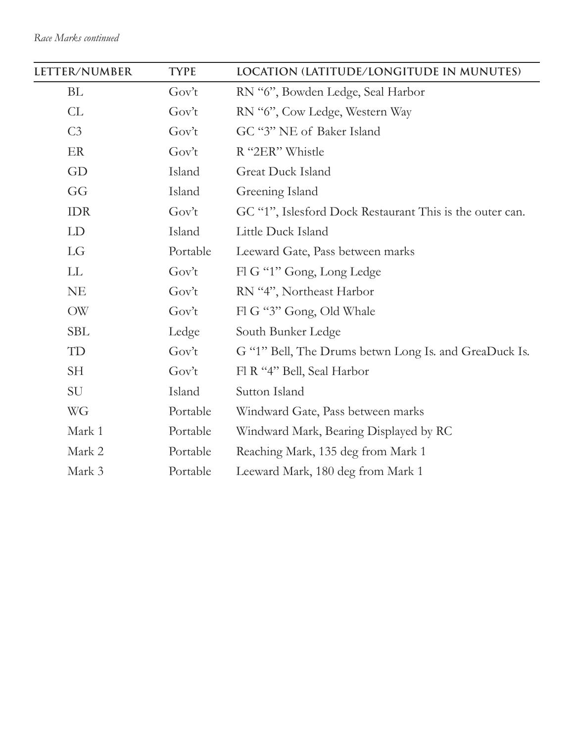*Race Marks continued*

| LETTER/NUMBER | TYPE | LOCATION (LATITUDE/LONGITUDE IN MUNUTES) |
|---|---|---|
| BL | Gov't | RN "6", Bowden Ledge, Seal Harbor |
| CL | Gov't | RN "6", Cow Ledge, Western Way |
| C3 | Gov't | GC "3" NE of Baker Island |
| ER | Gov't | R "2ER" Whistle |
| GD | Island | Great Duck Island |
| GG | Island | Greening Island |
| IDR | Gov't | GC "1", Islesford Dock Restaurant This is the outer can. |
| LD | Island | Little Duck Island |
| LG | Portable | Leeward Gate, Pass between marks |
| LL | Gov't | Fl G "1" Gong, Long Ledge |
| NE | Gov't | RN "4", Northeast Harbor |
| OW | Gov't | Fl G "3" Gong, Old Whale |
| SBL | Ledge | South Bunker Ledge |
| TD | Gov't | G "1" Bell, The Drums betwn Long Is. and GreaDuck Is. |
| SH | Gov't | Fl R "4" Bell, Seal Harbor |
| SU | Island | Sutton Island |
| WG | Portable | Windward Gate, Pass between marks |
| Mark 1 | Portable | Windward Mark, Bearing Displayed by RC |
| Mark 2 | Portable | Reaching Mark, 135 deg from Mark 1 |
| Mark 3 | Portable | Leeward Mark, 180 deg from Mark 1 |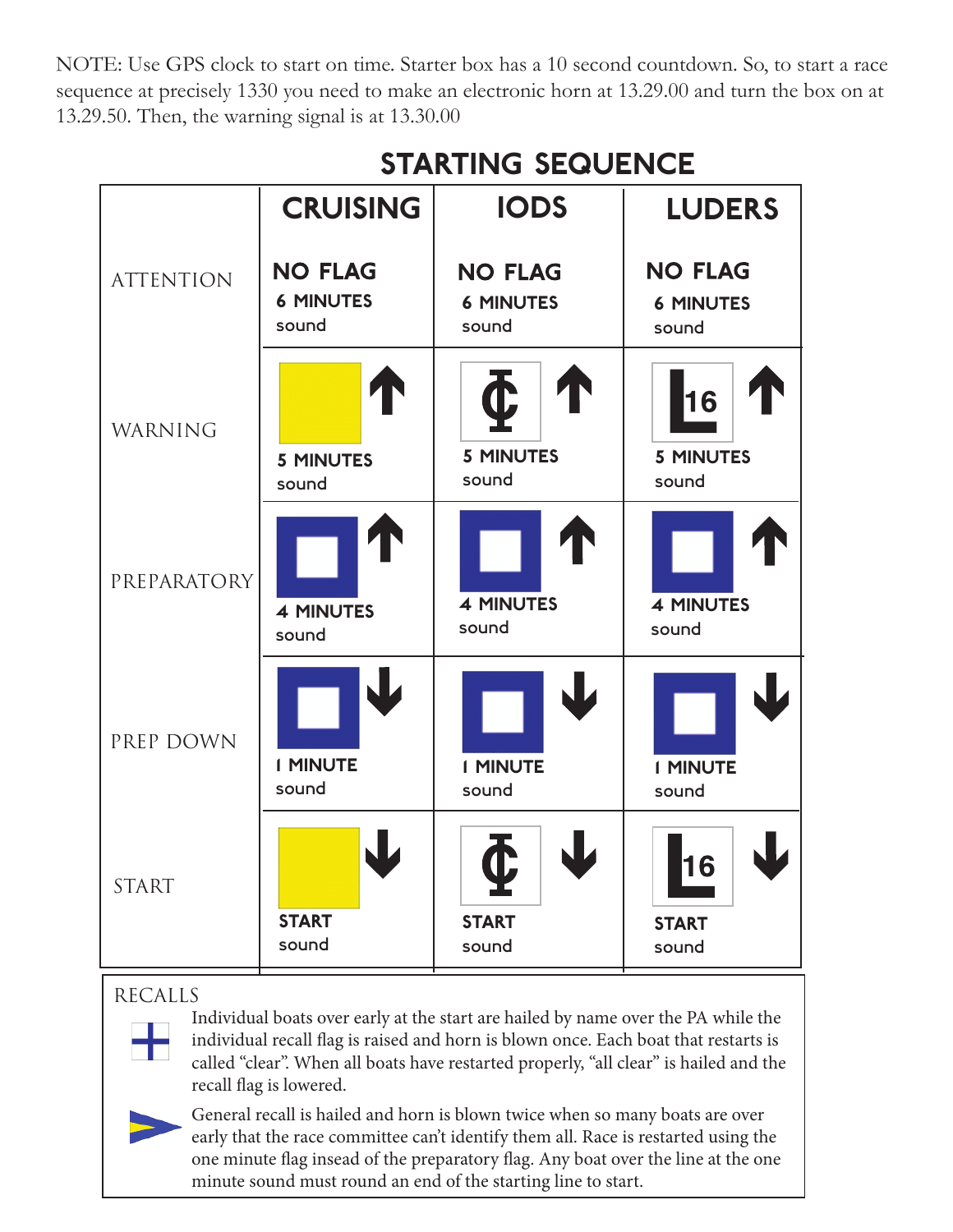NOTE: Use GPS clock to start on time. Starter box has a 10 second countdown. So, to start a race sequence at precisely 1330 you need to make an electronic horn at 13.29.00 and turn the box on at 13.29.50. Then, the warning signal is at 13.30.00

## STARTING SEQUENCE

| | CRUISING | IODS | LUDERS |
|---|---|---|---|
| ATTENTION | NO FLAG 6 MINUTES sound | NO FLAG 6 MINUTES sound | NO FLAG 6 MINUTES sound |
| WARNING | ↑ 5 MINUTES sound | ↑ 5 MINUTES sound | L16 ↑ 5 MINUTES sound |
| PREPARATORY | ↑ 4 MINUTES sound | ↑ 4 MINUTES sound | ↑ 4 MINUTES sound |
| PREP DOWN | ↓ 1 MINUTE sound | ↓ 1 MINUTE sound | ↓ 1 MINUTE sound |
| START | ↓ START sound | ↓ START sound | L16 ↓ START sound |

RECALLS

Individual boats over early at the start are hailed by name over the PA while the individual recall flag is raised and horn is blown once. Each boat that restarts is called "clear". When all boats have restarted properly, "all clear" is hailed and the recall flag is lowered.

General recall is hailed and horn is blown twice when so many boats are over early that the race committee can't identify them all. Race is restarted using the one minute flag instead of the preparatory flag. Any boat over the line at the one minute sound must round an end of the starting line to start.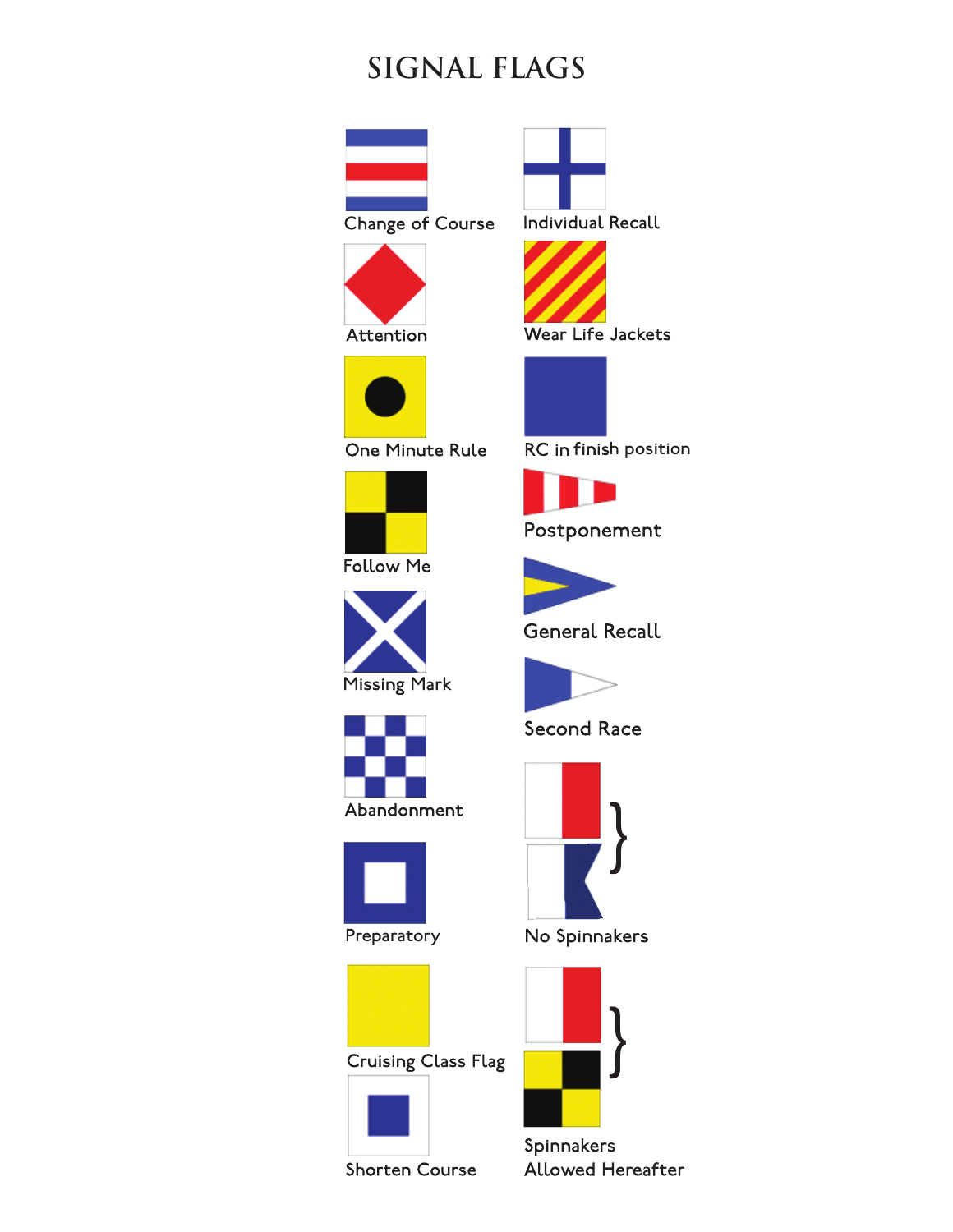# SIGNAL FLAGS

Change of Course

Individual Recall

Attention

Wear Life Jackets

One Minute Rule

RC in finish position

Follow Me

Postponement

Missing Mark

General Recall

Second Race

Abandonment

Preparatory

No Spinnakers

Cruising Class Flag

Shorten Course

Spinnakers Allowed Hereafter